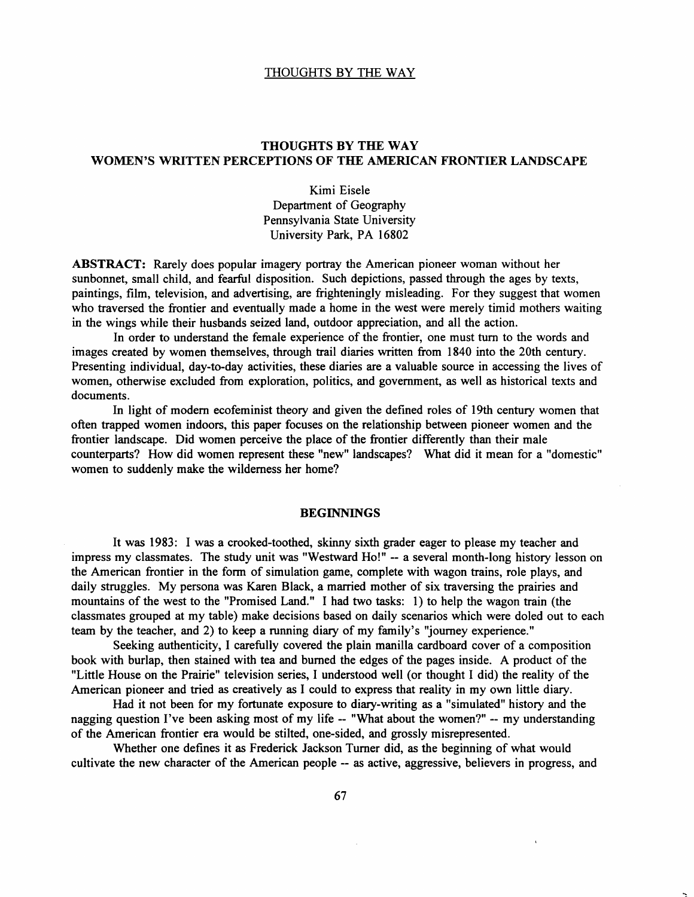# THOUGHTS BY THE WAY
# WOMEN'S WRITTEN PERCEPTIONS OF THE AMERICAN FRONTIER LANDSCAPE

Kimi Eisele
Department of Geography
Pennsylvania State University
University Park, PA 16802

**ABSTRACT:** Rarely does popular imagery portray the American pioneer woman without her sunbonnet, small child, and fearful disposition. Such depictions, passed through the ages by texts, paintings, film, television, and advertising, are frighteningly misleading. For they suggest that women who traversed the frontier and eventually made a home in the west were merely timid mothers waiting in the wings while their husbands seized land, outdoor appreciation, and all the action.

In order to understand the female experience of the frontier, one must turn to the words and images created by women themselves, through trail diaries written from 1840 into the 20th century. Presenting individual, day-to-day activities, these diaries are a valuable source in accessing the lives of women, otherwise excluded from exploration, politics, and government, as well as historical texts and documents.

In light of modern ecofeminist theory and given the defined roles of 19th century women that often trapped women indoors, this paper focuses on the relationship between pioneer women and the frontier landscape. Did women perceive the place of the frontier differently than their male counterparts? How did women represent these "new" landscapes? What did it mean for a "domestic" women to suddenly make the wilderness her home?

## BEGINNINGS

It was 1983: I was a crooked-toothed, skinny sixth grader eager to please my teacher and impress my classmates. The study unit was "Westward Ho!" -- a several month-long history lesson on the American frontier in the form of simulation game, complete with wagon trains, role plays, and daily struggles. My persona was Karen Black, a married mother of six traversing the prairies and mountains of the west to the "Promised Land." I had two tasks: 1) to help the wagon train (the classmates grouped at my table) make decisions based on daily scenarios which were doled out to each team by the teacher, and 2) to keep a running diary of my family's "journey experience."

Seeking authenticity, I carefully covered the plain manilla cardboard cover of a composition book with burlap, then stained with tea and burned the edges of the pages inside. A product of the "Little House on the Prairie" television series, I understood well (or thought I did) the reality of the American pioneer and tried as creatively as I could to express that reality in my own little diary.

Had it not been for my fortunate exposure to diary-writing as a "simulated" history and the nagging question I've been asking most of my life -- "What about the women?" -- my understanding of the American frontier era would be stilted, one-sided, and grossly misrepresented.

Whether one defines it as Frederick Jackson Turner did, as the beginning of what would cultivate the new character of the American people -- as active, aggressive, believers in progress, and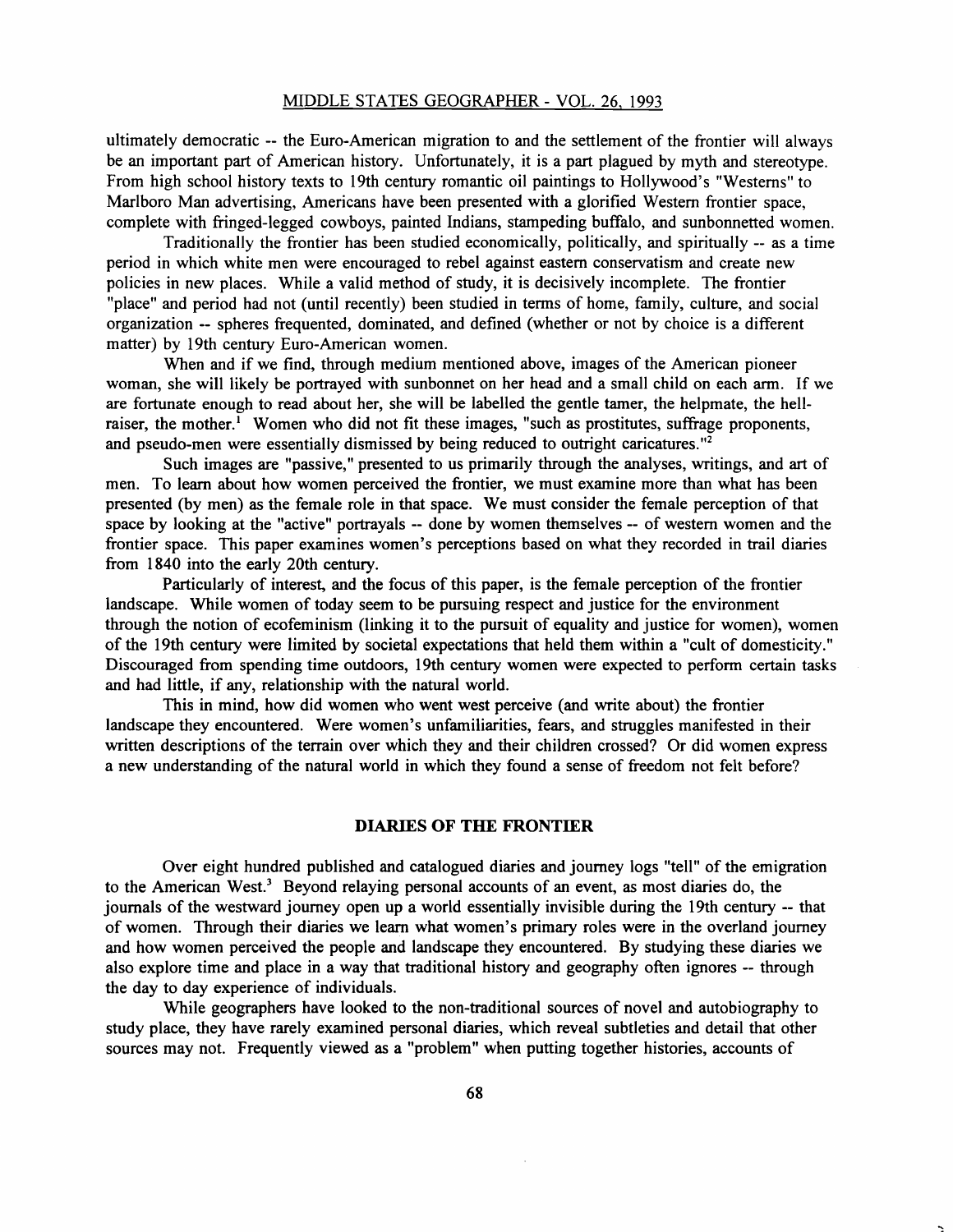ultimately democratic -- the Euro-American migration to and the settlement of the frontier will always be an important part of American history. Unfortunately, it is a part plagued by myth and stereotype. From high school history texts to 19th century romantic oil paintings to Hollywood's "Westerns" to Marlboro Man advertising, Americans have been presented with a glorified Western frontier space, complete with fringed-legged cowboys, painted Indians, stampeding buffalo, and sunbonnetted women.

Traditionally the frontier has been studied economically, politically, and spiritually -- as a time period in which white men were encouraged to rebel against eastern conservatism and create new policies in new places. While a valid method of study, it is decisively incomplete. The frontier "place" and period had not (until recently) been studied in terms of home, family, culture, and social organization -- spheres frequented, dominated, and defined (whether or not by choice is a different matter) by 19th century Euro-American women.

When and if we find, through medium mentioned above, images of the American pioneer woman, she will likely be portrayed with sunbonnet on her head and a small child on each arm. If we are fortunate enough to read about her, she will be labelled the gentle tamer, the helpmate, the hell-raiser, the mother.[1] Women who did not fit these images, "such as prostitutes, suffrage proponents, and pseudo-men were essentially dismissed by being reduced to outright caricatures."[2]

Such images are "passive," presented to us primarily through the analyses, writings, and art of men. To learn about how women perceived the frontier, we must examine more than what has been presented (by men) as the female role in that space. We must consider the female perception of that space by looking at the "active" portrayals -- done by women themselves -- of western women and the frontier space. This paper examines women's perceptions based on what they recorded in trail diaries from 1840 into the early 20th century.

Particularly of interest, and the focus of this paper, is the female perception of the frontier landscape. While women of today seem to be pursuing respect and justice for the environment through the notion of ecofeminism (linking it to the pursuit of equality and justice for women), women of the 19th century were limited by societal expectations that held them within a "cult of domesticity." Discouraged from spending time outdoors, 19th century women were expected to perform certain tasks and had little, if any, relationship with the natural world.

This in mind, how did women who went west perceive (and write about) the frontier landscape they encountered. Were women's unfamiliarities, fears, and struggles manifested in their written descriptions of the terrain over which they and their children crossed? Or did women express a new understanding of the natural world in which they found a sense of freedom not felt before?

## DIARIES OF THE FRONTIER

Over eight hundred published and catalogued diaries and journey logs "tell" of the emigration to the American West.[3] Beyond relaying personal accounts of an event, as most diaries do, the journals of the westward journey open up a world essentially invisible during the 19th century -- that of women. Through their diaries we learn what women's primary roles were in the overland journey and how women perceived the people and landscape they encountered. By studying these diaries we also explore time and place in a way that traditional history and geography often ignores -- through the day to day experience of individuals.

While geographers have looked to the non-traditional sources of novel and autobiography to study place, they have rarely examined personal diaries, which reveal subtleties and detail that other sources may not. Frequently viewed as a "problem" when putting together histories, accounts of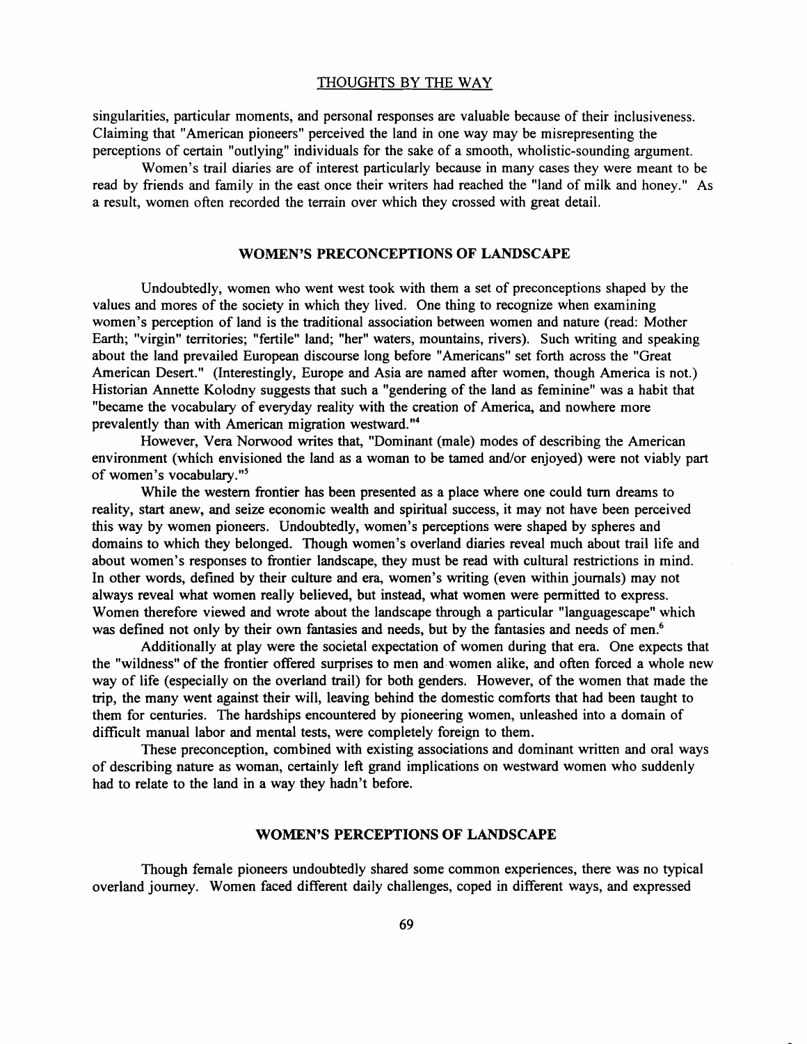singularities, particular moments, and personal responses are valuable because of their inclusiveness. Claiming that "American pioneers" perceived the land in one way may be misrepresenting the perceptions of certain "outlying" individuals for the sake of a smooth, wholistic-sounding argument.

Women's trail diaries are of interest particularly because in many cases they were meant to be read by friends and family in the east once their writers had reached the "land of milk and honey." As a result, women often recorded the terrain over which they crossed with great detail.

## WOMEN'S PRECONCEPTIONS OF LANDSCAPE

Undoubtedly, women who went west took with them a set of preconceptions shaped by the values and mores of the society in which they lived. One thing to recognize when examining women's perception of land is the traditional association between women and nature (read: Mother Earth; "virgin" territories; "fertile" land; "her" waters, mountains, rivers). Such writing and speaking about the land prevailed European discourse long before "Americans" set forth across the "Great American Desert." (Interestingly, Europe and Asia are named after women, though America is not.) Historian Annette Kolodny suggests that such a "gendering of the land as feminine" was a habit that "became the vocabulary of everyday reality with the creation of America, and nowhere more prevalently than with American migration westward."[4]

However, Vera Norwood writes that, "Dominant (male) modes of describing the American environment (which envisioned the land as a woman to be tamed and/or enjoyed) were not viably part of women's vocabulary."[5]

While the western frontier has been presented as a place where one could turn dreams to reality, start anew, and seize economic wealth and spiritual success, it may not have been perceived this way by women pioneers. Undoubtedly, women's perceptions were shaped by spheres and domains to which they belonged. Though women's overland diaries reveal much about trail life and about women's responses to frontier landscape, they must be read with cultural restrictions in mind. In other words, defined by their culture and era, women's writing (even within journals) may not always reveal what women really believed, but instead, what women were permitted to express. Women therefore viewed and wrote about the landscape through a particular "languagescape" which was defined not only by their own fantasies and needs, but by the fantasies and needs of men.[6]

Additionally at play were the societal expectation of women during that era. One expects that the "wildness" of the frontier offered surprises to men and women alike, and often forced a whole new way of life (especially on the overland trail) for both genders. However, of the women that made the trip, the many went against their will, leaving behind the domestic comforts that had been taught to them for centuries. The hardships encountered by pioneering women, unleashed into a domain of difficult manual labor and mental tests, were completely foreign to them.

These preconception, combined with existing associations and dominant written and oral ways of describing nature as woman, certainly left grand implications on westward women who suddenly had to relate to the land in a way they hadn't before.

## WOMEN'S PERCEPTIONS OF LANDSCAPE

Though female pioneers undoubtedly shared some common experiences, there was no typical overland journey. Women faced different daily challenges, coped in different ways, and expressed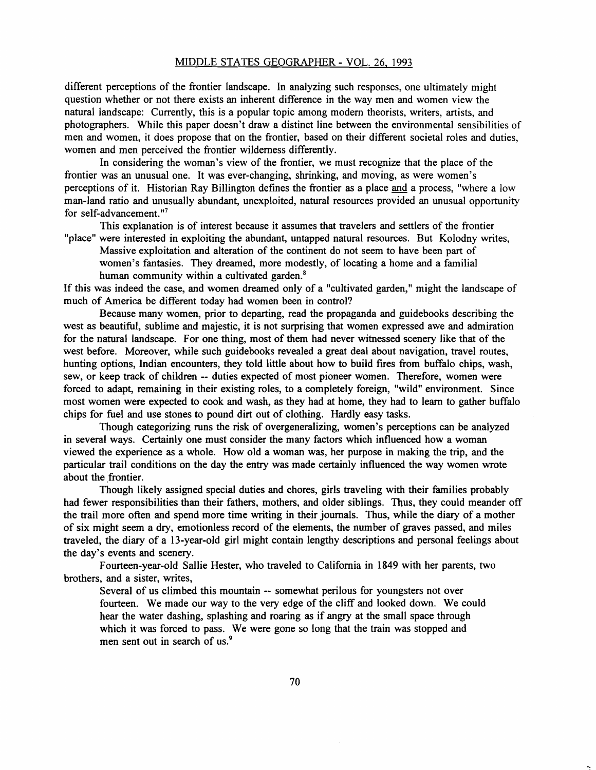different perceptions of the frontier landscape. In analyzing such responses, one ultimately might question whether or not there exists an inherent difference in the way men and women view the natural landscape: Currently, this is a popular topic among modern theorists, writers, artists, and photographers. While this paper doesn't draw a distinct line between the environmental sensibilities of men and women, it does propose that on the frontier, based on their different societal roles and duties, women and men perceived the frontier wilderness differently.

In considering the woman's view of the frontier, we must recognize that the place of the frontier was an unusual one. It was ever-changing, shrinking, and moving, as were women's perceptions of it. Historian Ray Billington defines the frontier as a place <u>and</u> a process, "where a low man-land ratio and unusually abundant, unexploited, natural resources provided an unusual opportunity for self-advancement."[7]

This explanation is of interest because it assumes that travelers and settlers of the frontier "place" were interested in exploiting the abundant, untapped natural resources. But Kolodny writes,

> Massive exploitation and alteration of the continent do not seem to have been part of women's fantasies. They dreamed, more modestly, of locating a home and a familial human community within a cultivated garden.[8]

If this was indeed the case, and women dreamed only of a "cultivated garden," might the landscape of much of America be different today had women been in control?

Because many women, prior to departing, read the propaganda and guidebooks describing the west as beautiful, sublime and majestic, it is not surprising that women expressed awe and admiration for the natural landscape. For one thing, most of them had never witnessed scenery like that of the west before. Moreover, while such guidebooks revealed a great deal about navigation, travel routes, hunting options, Indian encounters, they told little about how to build fires from buffalo chips, wash, sew, or keep track of children -- duties expected of most pioneer women. Therefore, women were forced to adapt, remaining in their existing roles, to a completely foreign, "wild" environment. Since most women were expected to cook and wash, as they had at home, they had to learn to gather buffalo chips for fuel and use stones to pound dirt out of clothing. Hardly easy tasks.

Though categorizing runs the risk of overgeneralizing, women's perceptions can be analyzed in several ways. Certainly one must consider the many factors which influenced how a woman viewed the experience as a whole. How old a woman was, her purpose in making the trip, and the particular trail conditions on the day the entry was made certainly influenced the way women wrote about the frontier.

Though likely assigned special duties and chores, girls traveling with their families probably had fewer responsibilities than their fathers, mothers, and older siblings. Thus, they could meander off the trail more often and spend more time writing in their journals. Thus, while the diary of a mother of six might seem a dry, emotionless record of the elements, the number of graves passed, and miles traveled, the diary of a 13-year-old girl might contain lengthy descriptions and personal feelings about the day's events and scenery.

Fourteen-year-old Sallie Hester, who traveled to California in 1849 with her parents, two brothers, and a sister, writes,

> Several of us climbed this mountain -- somewhat perilous for youngsters not over fourteen. We made our way to the very edge of the cliff and looked down. We could hear the water dashing, splashing and roaring as if angry at the small space through which it was forced to pass. We were gone so long that the train was stopped and men sent out in search of us.[9]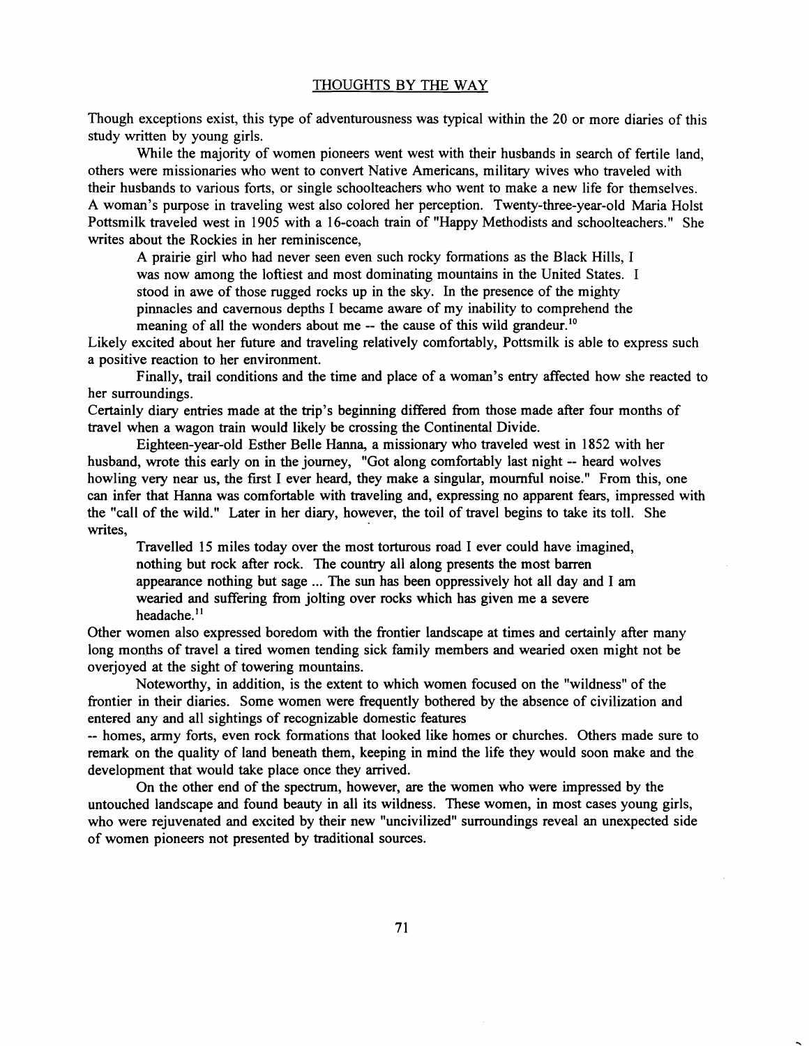Though exceptions exist, this type of adventurousness was typical within the 20 or more diaries of this study written by young girls.

While the majority of women pioneers went west with their husbands in search of fertile land, others were missionaries who went to convert Native Americans, military wives who traveled with their husbands to various forts, or single schoolteachers who went to make a new life for themselves. A woman's purpose in traveling west also colored her perception. Twenty-three-year-old Maria Holst Pottsmilk traveled west in 1905 with a 16-coach train of "Happy Methodists and schoolteachers." She writes about the Rockies in her reminiscence,

> A prairie girl who had never seen even such rocky formations as the Black Hills, I was now among the loftiest and most dominating mountains in the United States. I stood in awe of those rugged rocks up in the sky. In the presence of the mighty pinnacles and cavernous depths I became aware of my inability to comprehend the meaning of all the wonders about me -- the cause of this wild grandeur.[10]

Likely excited about her future and traveling relatively comfortably, Pottsmilk is able to express such a positive reaction to her environment.

Finally, trail conditions and the time and place of a woman's entry affected how she reacted to her surroundings.
Certainly diary entries made at the trip's beginning differed from those made after four months of travel when a wagon train would likely be crossing the Continental Divide.

Eighteen-year-old Esther Belle Hanna, a missionary who traveled west in 1852 with her husband, wrote this early on in the journey, "Got along comfortably last night -- heard wolves howling very near us, the first I ever heard, they make a singular, mournful noise." From this, one can infer that Hanna was comfortable with traveling and, expressing no apparent fears, impressed with the "call of the wild." Later in her diary, however, the toil of travel begins to take its toll. She writes,

> Travelled 15 miles today over the most torturous road I ever could have imagined, nothing but rock after rock. The country all along presents the most barren appearance nothing but sage ... The sun has been oppressively hot all day and I am wearied and suffering from jolting over rocks which has given me a severe headache.[11]

Other women also expressed boredom with the frontier landscape at times and certainly after many long months of travel a tired women tending sick family members and wearied oxen might not be overjoyed at the sight of towering mountains.

Noteworthy, in addition, is the extent to which women focused on the "wildness" of the frontier in their diaries. Some women were frequently bothered by the absence of civilization and entered any and all sightings of recognizable domestic features
-- homes, army forts, even rock formations that looked like homes or churches. Others made sure to remark on the quality of land beneath them, keeping in mind the life they would soon make and the development that would take place once they arrived.

On the other end of the spectrum, however, are the women who were impressed by the untouched landscape and found beauty in all its wildness. These women, in most cases young girls, who were rejuvenated and excited by their new "uncivilized" surroundings reveal an unexpected side of women pioneers not presented by traditional sources.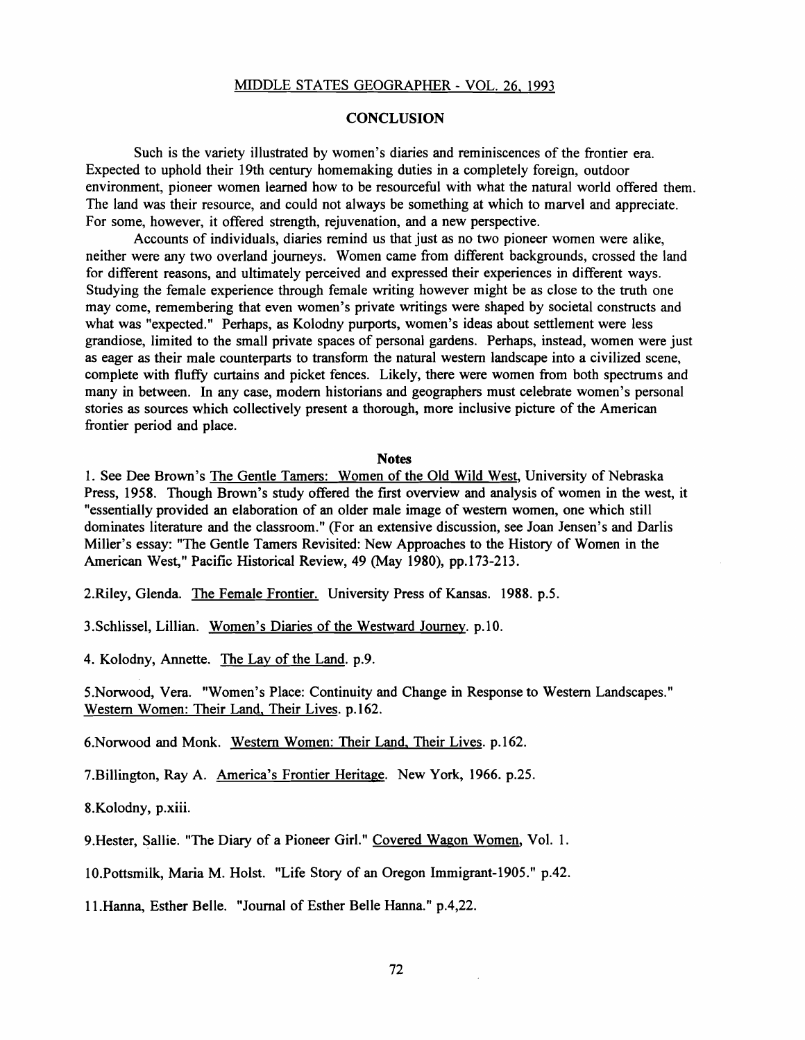## CONCLUSION

Such is the variety illustrated by women's diaries and reminiscences of the frontier era. Expected to uphold their 19th century homemaking duties in a completely foreign, outdoor environment, pioneer women learned how to be resourceful with what the natural world offered them. The land was their resource, and could not always be something at which to marvel and appreciate. For some, however, it offered strength, rejuvenation, and a new perspective.

Accounts of individuals, diaries remind us that just as no two pioneer women were alike, neither were any two overland journeys. Women came from different backgrounds, crossed the land for different reasons, and ultimately perceived and expressed their experiences in different ways. Studying the female experience through female writing however might be as close to the truth one may come, remembering that even women's private writings were shaped by societal constructs and what was "expected." Perhaps, as Kolodny purports, women's ideas about settlement were less grandiose, limited to the small private spaces of personal gardens. Perhaps, instead, women were just as eager as their male counterparts to transform the natural western landscape into a civilized scene, complete with fluffy curtains and picket fences. Likely, there were women from both spectrums and many in between. In any case, modern historians and geographers must celebrate women's personal stories as sources which collectively present a thorough, more inclusive picture of the American frontier period and place.

### Notes

1. See Dee Brown's The Gentle Tamers: Women of the Old Wild West, University of Nebraska Press, 1958. Though Brown's study offered the first overview and analysis of women in the west, it "essentially provided an elaboration of an older male image of western women, one which still dominates literature and the classroom." (For an extensive discussion, see Joan Jensen's and Darlis Miller's essay: "The Gentle Tamers Revisited: New Approaches to the History of Women in the American West," Pacific Historical Review, 49 (May 1980), pp.173-213.

2. Riley, Glenda. The Female Frontier. University Press of Kansas. 1988. p.5.

3. Schlissel, Lillian. Women's Diaries of the Westward Journey. p.10.

4. Kolodny, Annette. The Lay of the Land. p.9.

5. Norwood, Vera. "Women's Place: Continuity and Change in Response to Western Landscapes." Western Women: Their Land, Their Lives. p.162.

6. Norwood and Monk. Western Women: Their Land, Their Lives. p.162.

7. Billington, Ray A. America's Frontier Heritage. New York, 1966. p.25.

8. Kolodny, p.xiii.

9. Hester, Sallie. "The Diary of a Pioneer Girl." Covered Wagon Women, Vol. 1.

10. Pottsmilk, Maria M. Holst. "Life Story of an Oregon Immigrant-1905." p.42.

11. Hanna, Esther Belle. "Journal of Esther Belle Hanna." p.4,22.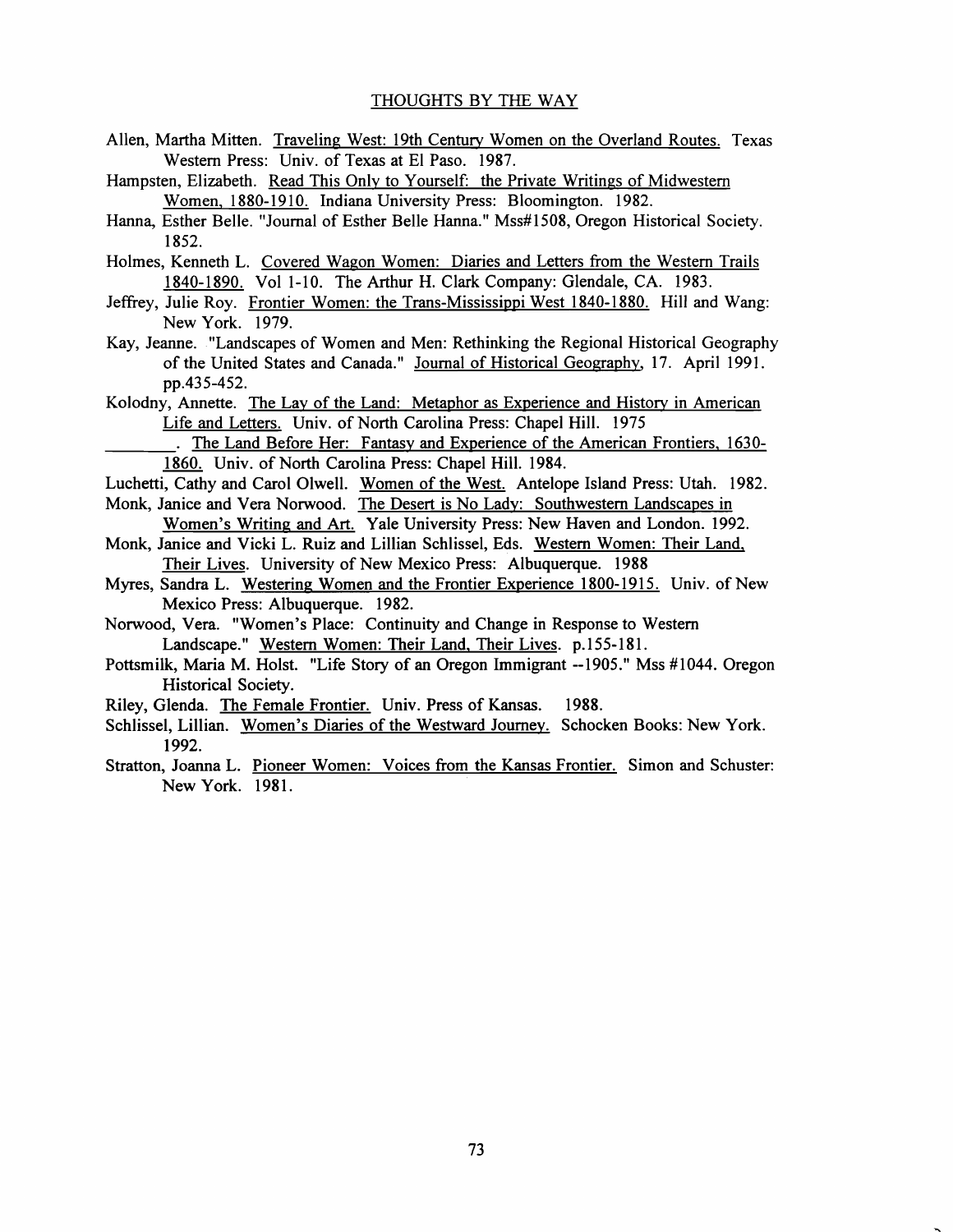## THOUGHTS BY THE WAY

Allen, Martha Mitten. Traveling West: 19th Century Women on the Overland Routes. Texas Western Press: Univ. of Texas at El Paso. 1987.

Hampsten, Elizabeth. Read This Only to Yourself: the Private Writings of Midwestern Women, 1880-1910. Indiana University Press: Bloomington. 1982.

Hanna, Esther Belle. "Journal of Esther Belle Hanna." Mss#1508, Oregon Historical Society. 1852.

Holmes, Kenneth L. Covered Wagon Women: Diaries and Letters from the Western Trails 1840-1890. Vol 1-10. The Arthur H. Clark Company: Glendale, CA. 1983.

Jeffrey, Julie Roy. Frontier Women: the Trans-Mississippi West 1840-1880. Hill and Wang: New York. 1979.

Kay, Jeanne. "Landscapes of Women and Men: Rethinking the Regional Historical Geography of the United States and Canada." Journal of Historical Geography, 17. April 1991. pp.435-452.

Kolodny, Annette. The Lay of the Land: Metaphor as Experience and History in American Life and Letters. Univ. of North Carolina Press: Chapel Hill. 1975

\_\_\_\_\_\_\_. The Land Before Her: Fantasy and Experience of the American Frontiers, 1630-1860. Univ. of North Carolina Press: Chapel Hill. 1984.

Luchetti, Cathy and Carol Olwell. Women of the West. Antelope Island Press: Utah. 1982.

Monk, Janice and Vera Norwood. The Desert is No Lady: Southwestern Landscapes in Women's Writing and Art. Yale University Press: New Haven and London. 1992.

Monk, Janice and Vicki L. Ruiz and Lillian Schlissel, Eds. Western Women: Their Land, Their Lives. University of New Mexico Press: Albuquerque. 1988

Myres, Sandra L. Westering Women and the Frontier Experience 1800-1915. Univ. of New Mexico Press: Albuquerque. 1982.

Norwood, Vera. "Women's Place: Continuity and Change in Response to Western Landscape." Western Women: Their Land, Their Lives. p.155-181.

Pottsmilk, Maria M. Holst. "Life Story of an Oregon Immigrant --1905." Mss #1044. Oregon Historical Society.

Riley, Glenda. The Female Frontier. Univ. Press of Kansas. 1988.

Schlissel, Lillian. Women's Diaries of the Westward Journey. Schocken Books: New York. 1992.

Stratton, Joanna L. Pioneer Women: Voices from the Kansas Frontier. Simon and Schuster: New York. 1981.